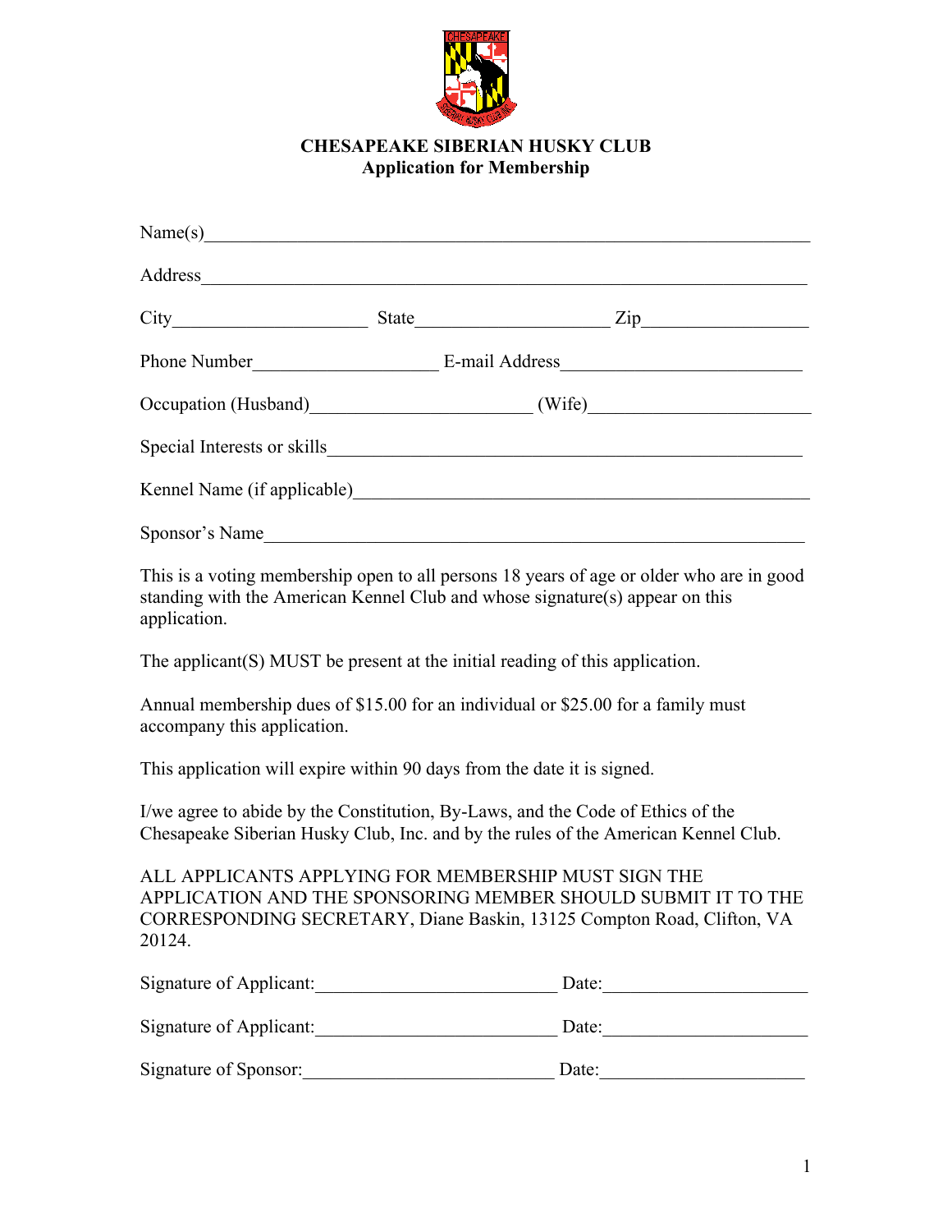# CHESAPEAKE SIBERIAN HUSKY CLUB
## Application for Membership

Name(s)_______________________________________________________________

Address_______________________________________________________________

City____________________ State____________________ Zip_________________

Phone Number___________________ E-mail Address________________________

Occupation (Husband)______________________ (Wife)______________________

Special Interests or skills_____________________________________________

Kennel Name (if applicable)___________________________________________

Sponsor's Name_________________________________________________________

This is a voting membership open to all persons 18 years of age or older who are in good standing with the American Kennel Club and whose signature(s) appear on this application.

The applicant(S) MUST be present at the initial reading of this application.

Annual membership dues of $15.00 for an individual or $25.00 for a family must accompany this application.

This application will expire within 90 days from the date it is signed.

I/we agree to abide by the Constitution, By-Laws, and the Code of Ethics of the Chesapeake Siberian Husky Club, Inc. and by the rules of the American Kennel Club.

ALL APPLICANTS APPLYING FOR MEMBERSHIP MUST SIGN THE APPLICATION AND THE SPONSORING MEMBER SHOULD SUBMIT IT TO THE CORRESPONDING SECRETARY, Diane Baskin, 13125 Compton Road, Clifton, VA 20124.

Signature of Applicant:_________________________ Date:____________________

Signature of Applicant:_________________________ Date:____________________

Signature of Sponsor:__________________________ Date:____________________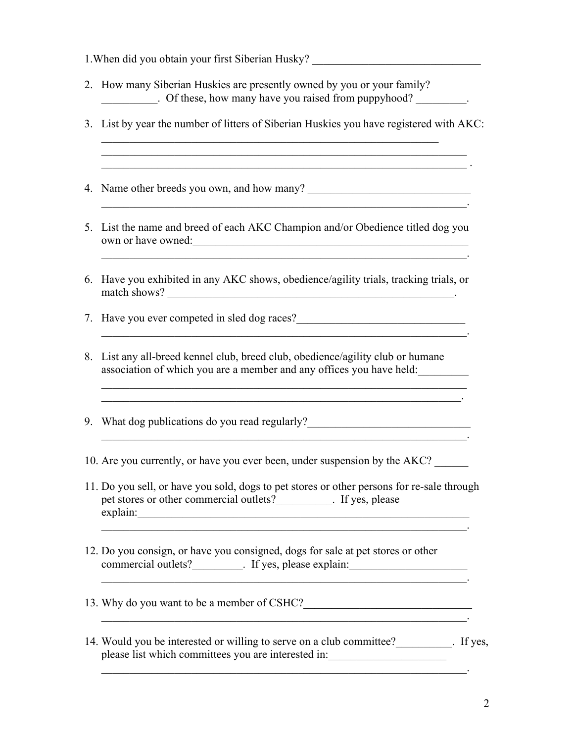1. When did you obtain your first Siberian Husky? _______________________________

2. How many Siberian Huskies are presently owned by you or your family? __________. Of these, how many have you raised from puppyhood? _________.

3. List by year the number of litters of Siberian Huskies you have registered with AKC: ______________________________________________________________ ____________________________________________________________________ ____________________________________________________________________ .

4. Name other breeds you own, and how many? ______________________________ ____________________________________________________________________.

5. List the name and breed of each AKC Champion and/or Obedience titled dog you own or have owned:___________________________________________________ ____________________________________________________________________.

6. Have you exhibited in any AKC shows, obedience/agility trials, tracking trials, or match shows? ______________________________________________________.

7. Have you ever competed in sled dog races?______________________________ ____________________________________________________________________.

8. List any all-breed kennel club, breed club, obedience/agility club or humane association of which you are a member and any offices you have held:_________ ____________________________________________________________________ ___________________________________________________________________.

9. What dog publications do you read regularly?_____________________________ ____________________________________________________________________.

10. Are you currently, or have you ever been, under suspension by the AKC? ______

11. Do you sell, or have you sold, dogs to pet stores or other persons for re-sale through pet stores or other commercial outlets?__________. If yes, please explain:_____________________________________________________________ ____________________________________________________________________.

12. Do you consign, or have you consigned, dogs for sale at pet stores or other commercial outlets?_________. If yes, please explain:_____________________ ____________________________________________________________________.

13. Why do you want to be a member of CSHC?______________________________ ____________________________________________________________________.

14. Would you be interested or willing to serve on a club committee?__________. If yes, please list which committees you are interested in:_____________________ ____________________________________________________________________.